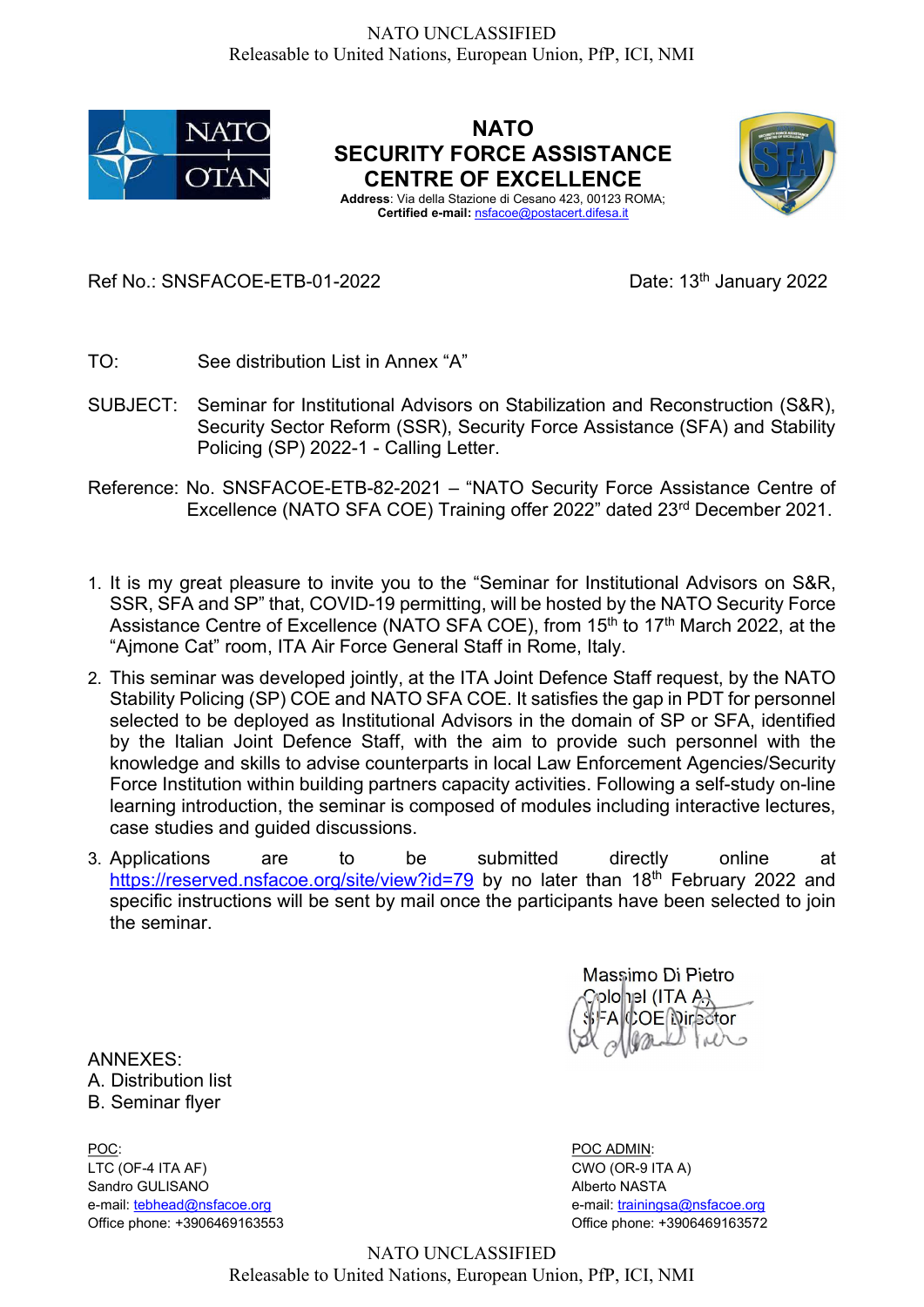NATO UNCLASSIFIED
Releasable to United Nations, European Union, PfP, ICI, NMI

# NATO SECURITY FORCE ASSISTANCE CENTRE OF EXCELLENCE

**Address**: Via della Stazione di Cesano 423, 00123 ROMA;
**Certified e-mail:** nsfacoe@postacert.difesa.it

Ref No.: SNSFACOE-ETB-01-2022

Date: 13th January 2022

TO: See distribution List in Annex "A"

SUBJECT: Seminar for Institutional Advisors on Stabilization and Reconstruction (S&R), Security Sector Reform (SSR), Security Force Assistance (SFA) and Stability Policing (SP) 2022-1 - Calling Letter.

Reference: No. SNSFACOE-ETB-82-2021 – "NATO Security Force Assistance Centre of Excellence (NATO SFA COE) Training offer 2022" dated 23rd December 2021.

1. It is my great pleasure to invite you to the "Seminar for Institutional Advisors on S&R, SSR, SFA and SP" that, COVID-19 permitting, will be hosted by the NATO Security Force Assistance Centre of Excellence (NATO SFA COE), from 15th to 17th March 2022, at the "Ajmone Cat" room, ITA Air Force General Staff in Rome, Italy.
2. This seminar was developed jointly, at the ITA Joint Defence Staff request, by the NATO Stability Policing (SP) COE and NATO SFA COE. It satisfies the gap in PDT for personnel selected to be deployed as Institutional Advisors in the domain of SP or SFA, identified by the Italian Joint Defence Staff, with the aim to provide such personnel with the knowledge and skills to advise counterparts in local Law Enforcement Agencies/Security Force Institution within building partners capacity activities. Following a self-study on-line learning introduction, the seminar is composed of modules including interactive lectures, case studies and guided discussions.
3. Applications are to be submitted directly online at https://reserved.nsfacoe.org/site/view?id=79 by no later than 18th February 2022 and specific instructions will be sent by mail once the participants have been selected to join the seminar.

Massimo Di Pietro
Colonel (ITA A)
SFA COE Director

ANNEXES:
A. Distribution list
B. Seminar flyer

POC:
LTC (OF-4 ITA AF)
Sandro GULISANO
e-mail: tebhead@nsfacoe.org
Office phone: +3906469163553

POC ADMIN:
CWO (OR-9 ITA A)
Alberto NASTA
e-mail: trainingsa@nsfacoe.org
Office phone: +3906469163572

NATO UNCLASSIFIED
Releasable to United Nations, European Union, PfP, ICI, NMI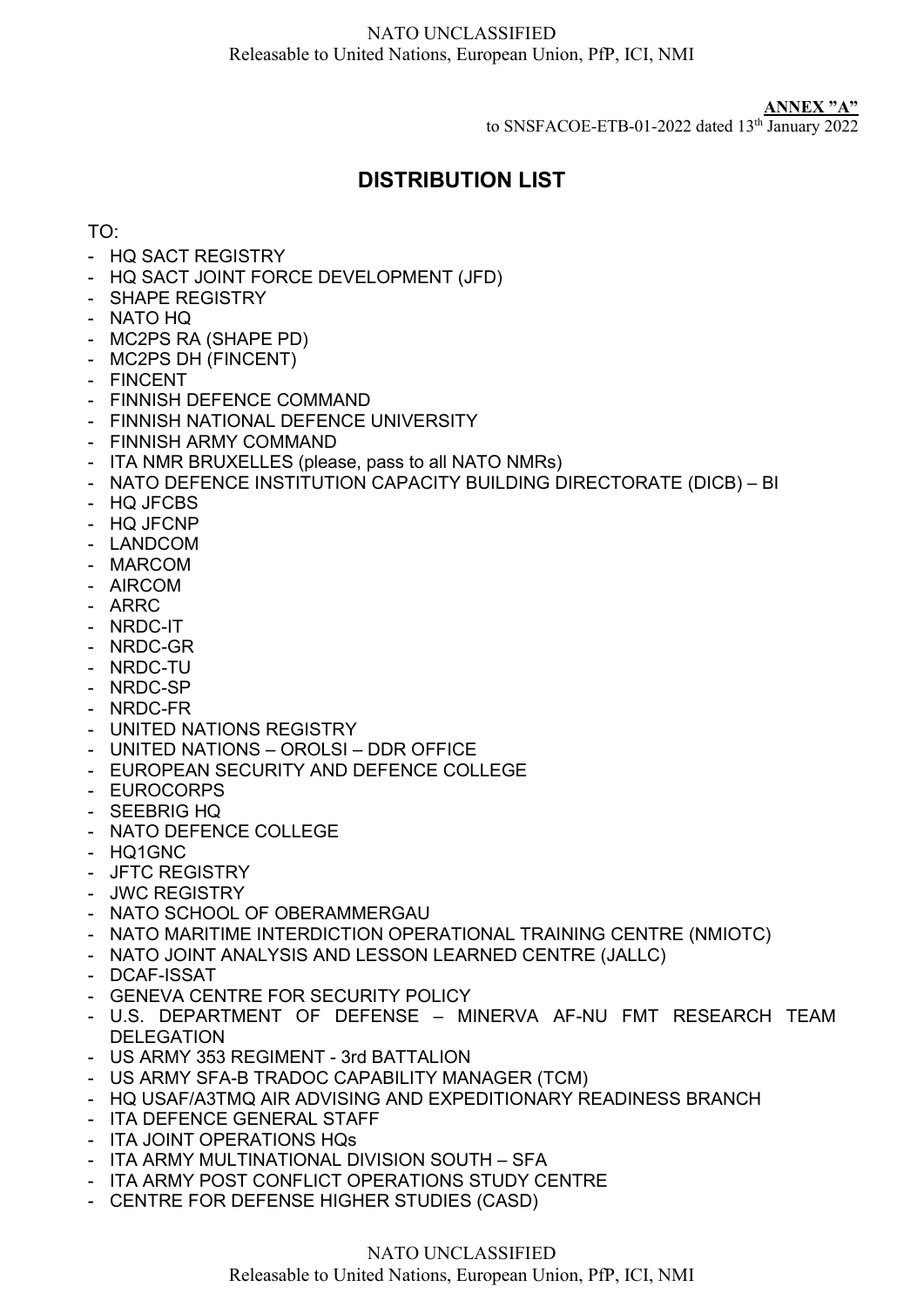**ANNEX "A"**
to SNSFACOE-ETB-01-2022 dated 13th January 2022

# DISTRIBUTION LIST

TO:

- HQ SACT REGISTRY
- HQ SACT JOINT FORCE DEVELOPMENT (JFD)
- SHAPE REGISTRY
- NATO HQ
- MC2PS RA (SHAPE PD)
- MC2PS DH (FINCENT)
- FINCENT
- FINNISH DEFENCE COMMAND
- FINNISH NATIONAL DEFENCE UNIVERSITY
- FINNISH ARMY COMMAND
- ITA NMR BRUXELLES (please, pass to all NATO NMRs)
- NATO DEFENCE INSTITUTION CAPACITY BUILDING DIRECTORATE (DICB) – BI
- HQ JFCBS
- HQ JFCNP
- LANDCOM
- MARCOM
- AIRCOM
- ARRC
- NRDC-IT
- NRDC-GR
- NRDC-TU
- NRDC-SP
- NRDC-FR
- UNITED NATIONS REGISTRY
- UNITED NATIONS – OROLSI – DDR OFFICE
- EUROPEAN SECURITY AND DEFENCE COLLEGE
- EUROCORPS
- SEEBRIG HQ
- NATO DEFENCE COLLEGE
- HQ1GNC
- JFTC REGISTRY
- JWC REGISTRY
- NATO SCHOOL OF OBERAMMERGAU
- NATO MARITIME INTERDICTION OPERATIONAL TRAINING CENTRE (NMIOTC)
- NATO JOINT ANALYSIS AND LESSON LEARNED CENTRE (JALLC)
- DCAF-ISSAT
- GENEVA CENTRE FOR SECURITY POLICY
- U.S. DEPARTMENT OF DEFENSE – MINERVA AF-NU FMT RESEARCH TEAM DELEGATION
- US ARMY 353 REGIMENT - 3rd BATTALION
- US ARMY SFA-B TRADOC CAPABILITY MANAGER (TCM)
- HQ USAF/A3TMQ AIR ADVISING AND EXPEDITIONARY READINESS BRANCH
- ITA DEFENCE GENERAL STAFF
- ITA JOINT OPERATIONS HQs
- ITA ARMY MULTINATIONAL DIVISION SOUTH – SFA
- ITA ARMY POST CONFLICT OPERATIONS STUDY CENTRE
- CENTRE FOR DEFENSE HIGHER STUDIES (CASD)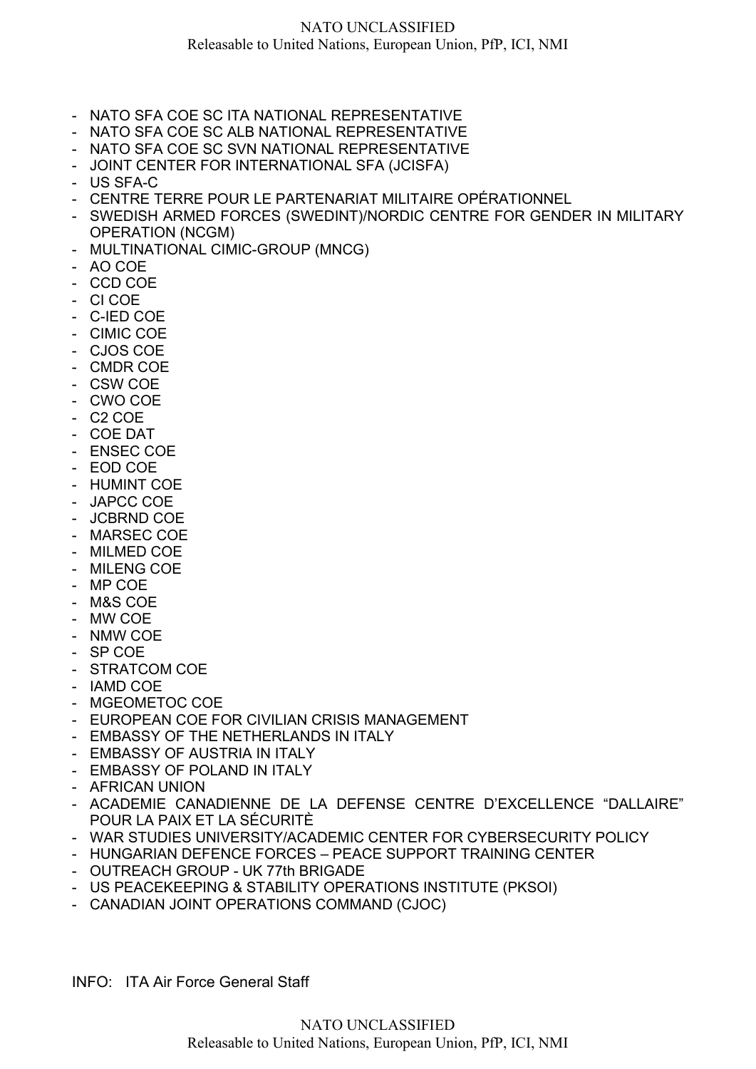- NATO SFA COE SC ITA NATIONAL REPRESENTATIVE
- NATO SFA COE SC ALB NATIONAL REPRESENTATIVE
- NATO SFA COE SC SVN NATIONAL REPRESENTATIVE
- JOINT CENTER FOR INTERNATIONAL SFA (JCISFA)
- US SFA-C
- CENTRE TERRE POUR LE PARTENARIAT MILITAIRE OPÉRATIONNEL
- SWEDISH ARMED FORCES (SWEDINT)/NORDIC CENTRE FOR GENDER IN MILITARY OPERATION (NCGM)
- MULTINATIONAL CIMIC-GROUP (MNCG)
- AO COE
- CCD COE
- CI COE
- C-IED COE
- CIMIC COE
- CJOS COE
- CMDR COE
- CSW COE
- CWO COE
- C2 COE
- COE DAT
- ENSEC COE
- EOD COE
- HUMINT COE
- JAPCC COE
- JCBRND COE
- MARSEC COE
- MILMED COE
- MILENG COE
- MP COE
- M&S COE
- MW COE
- NMW COE
- SP COE
- STRATCOM COE
- IAMD COE
- MGEOMETOC COE
- EUROPEAN COE FOR CIVILIAN CRISIS MANAGEMENT
- EMBASSY OF THE NETHERLANDS IN ITALY
- EMBASSY OF AUSTRIA IN ITALY
- EMBASSY OF POLAND IN ITALY
- AFRICAN UNION
- ACADEMIE CANADIENNE DE LA DEFENSE CENTRE D'EXCELLENCE "DALLAIRE" POUR LA PAIX ET LA SÉCURITÈ
- WAR STUDIES UNIVERSITY/ACADEMIC CENTER FOR CYBERSECURITY POLICY
- HUNGARIAN DEFENCE FORCES – PEACE SUPPORT TRAINING CENTER
- OUTREACH GROUP - UK 77th BRIGADE
- US PEACEKEEPING & STABILITY OPERATIONS INSTITUTE (PKSOI)
- CANADIAN JOINT OPERATIONS COMMAND (CJOC)

INFO: ITA Air Force General Staff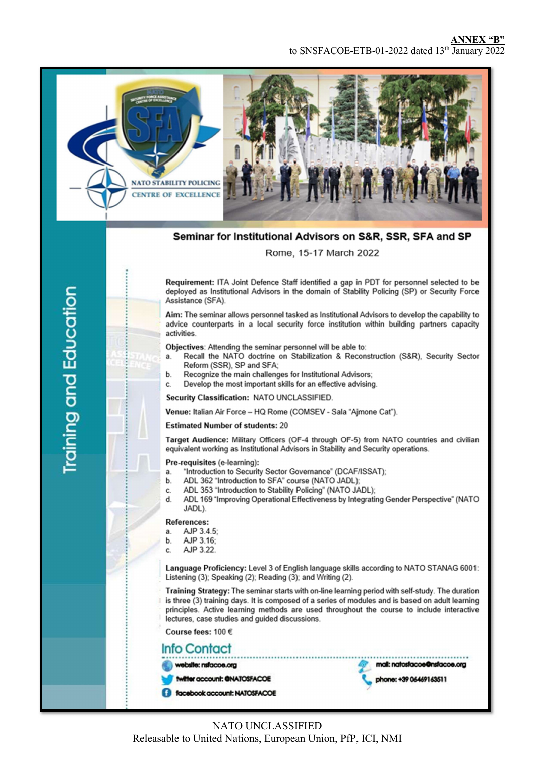**ANNEX "B"**
to SNSFACOE-ETB-01-2022 dated 13th January 2022

NATO STABILITY POLICING CENTRE OF EXCELLENCE

Training and Education

# Seminar for Institutional Advisors on S&R, SSR, SFA and SP

Rome, 15-17 March 2022

**Requirement:** ITA Joint Defence Staff identified a gap in PDT for personnel selected to be deployed as Institutional Advisors in the domain of Stability Policing (SP) or Security Force Assistance (SFA).

**Aim:** The seminar allows personnel tasked as Institutional Advisors to develop the capability to advice counterparts in a local security force institution within building partners capacity activities.

**Objectives**: Attending the seminar personnel will be able to:

a. Recall the NATO doctrine on Stabilization & Reconstruction (S&R), Security Sector Reform (SSR), SP and SFA;
b. Recognize the main challenges for Institutional Advisors;
c. Develop the most important skills for an effective advising.

**Security Classification:** NATO UNCLASSIFIED.

**Venue:** Italian Air Force – HQ Rome (COMSEV - Sala "Ajmone Cat").

**Estimated Number of students:** 20

**Target Audience:** Military Officers (OF-4 through OF-5) from NATO countries and civilian equivalent working as Institutional Advisors in Stability and Security operations.

**Pre-requisites** (e-learning):

a. "Introduction to Security Sector Governance" (DCAF/ISSAT);
b. ADL 362 "Introduction to SFA" course (NATO JADL);
c. ADL 353 "Introduction to Stability Policing" (NATO JADL);
d. ADL 169 "Improving Operational Effectiveness by Integrating Gender Perspective" (NATO JADL).

**References:**

a. AJP 3.4.5;
b. AJP 3.16;
c. AJP 3.22.

**Language Proficiency:** Level 3 of English language skills according to NATO STANAG 6001: Listening (3); Speaking (2); Reading (3); and Writing (2).

**Training Strategy:** The seminar starts with on-line learning period with self-study. The duration is three (3) training days. It is composed of a series of modules and is based on adult learning principles. Active learning methods are used throughout the course to include interactive lectures, case studies and guided discussions.

**Course fees:** 100 €

## Info Contact

- website: nsfacoe.org
- twitter account: @NATOSFACOE
- facebook account: NATOSFACOE
- mail: natosfacoe@nsfacoe.org
- phone: +39 06469163511

NATO UNCLASSIFIED
Releasable to United Nations, European Union, PfP, ICI, NMI